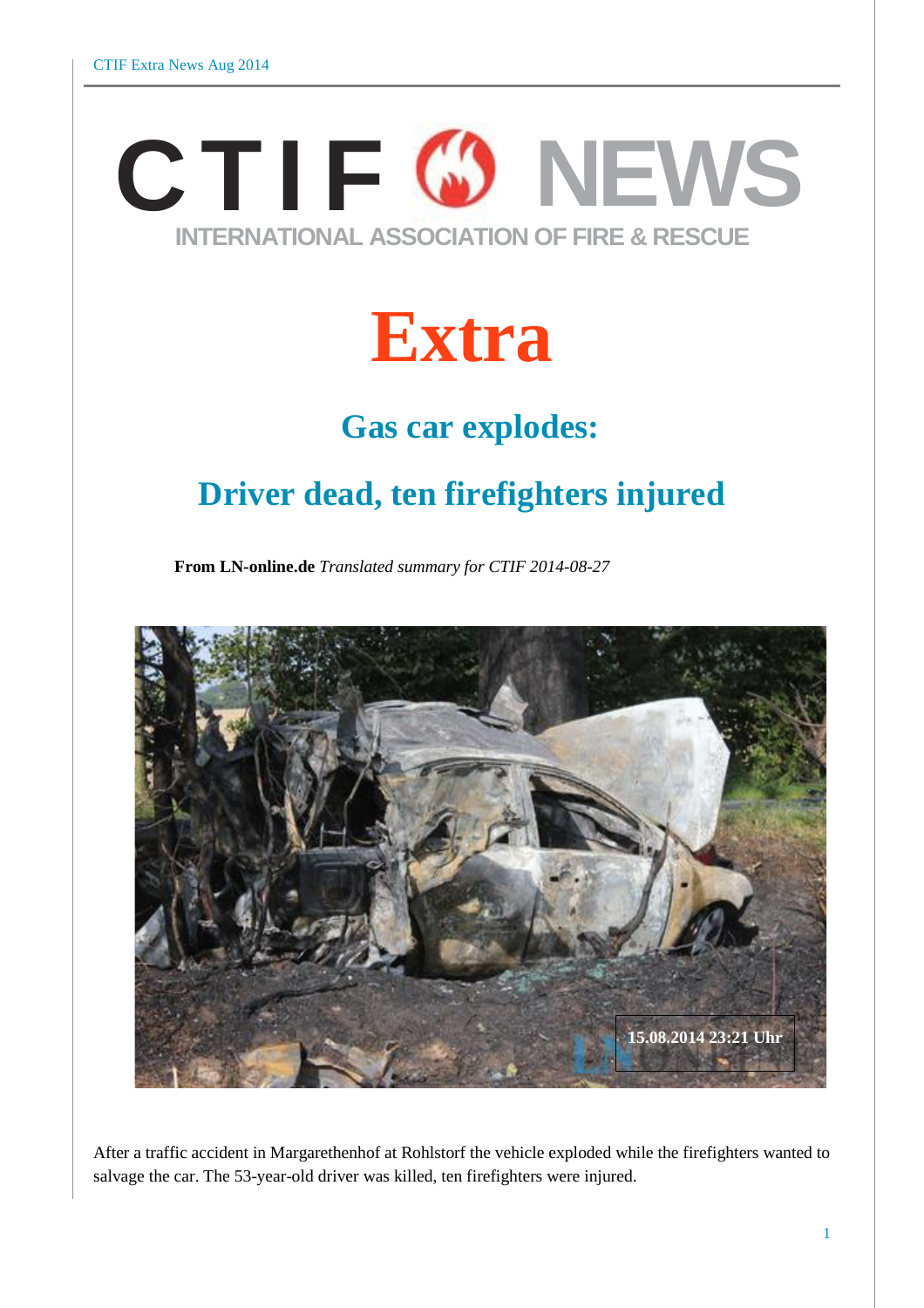# CTIF NEWS

INTERNATIONAL ASSOCIATION OF FIRE & RESCUE

# Extra

## Gas car explodes:

## Driver dead, ten firefighters injured

**From LN-online.de** *Translated summary for CTIF 2014-08-27*

After a traffic accident in Margarethenhof at Rohlstorf the vehicle exploded while the firefighters wanted to salvage the car. The 53-year-old driver was killed, ten firefighters were injured.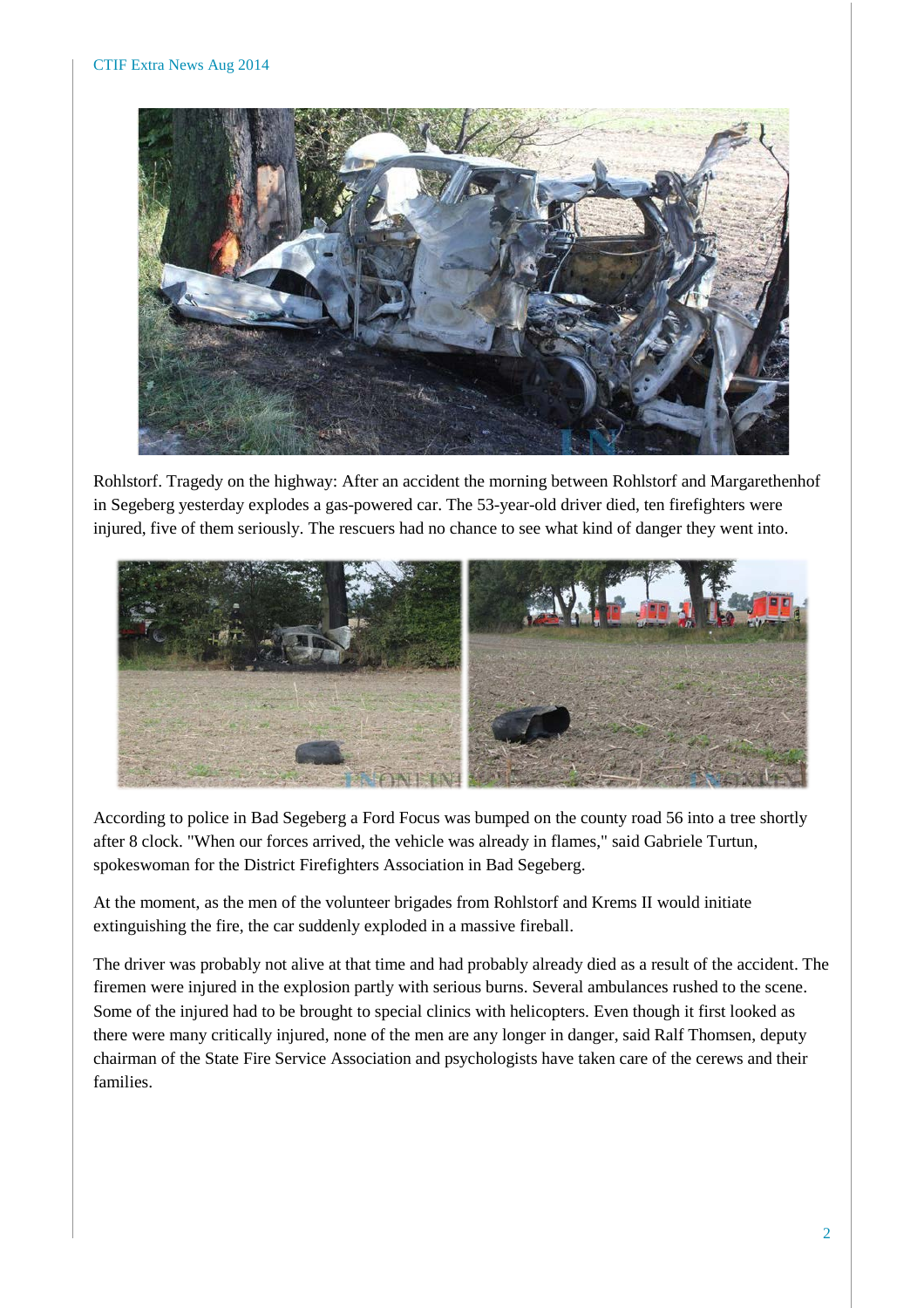Rohlstorf. Tragedy on the highway: After an accident the morning between Rohlstorf and Margarethenhof in Segeberg yesterday explodes a gas-powered car. The 53-year-old driver died, ten firefighters were injured, five of them seriously. The rescuers had no chance to see what kind of danger they went into.

According to police in Bad Segeberg a Ford Focus was bumped on the county road 56 into a tree shortly after 8 clock. "When our forces arrived, the vehicle was already in flames," said Gabriele Turtun, spokeswoman for the District Firefighters Association in Bad Segeberg.

At the moment, as the men of the volunteer brigades from Rohlstorf and Krems II would initiate extinguishing the fire, the car suddenly exploded in a massive fireball.

The driver was probably not alive at that time and had probably already died as a result of the accident. The firemen were injured in the explosion partly with serious burns. Several ambulances rushed to the scene. Some of the injured had to be brought to special clinics with helicopters. Even though it first looked as there were many critically injured, none of the men are any longer in danger, said Ralf Thomsen, deputy chairman of the State Fire Service Association and psychologists have taken care of the cerews and their families.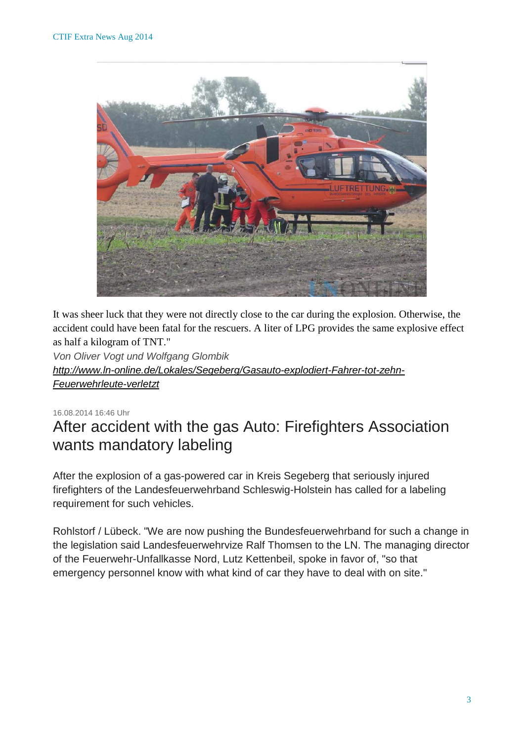It was sheer luck that they were not directly close to the car during the explosion. Otherwise, the accident could have been fatal for the rescuers. A liter of LPG provides the same explosive effect as half a kilogram of TNT."

*Von Oliver Vogt und Wolfgang Glombik*

*http://www.ln-online.de/Lokales/Segeberg/Gasauto-explodiert-Fahrer-tot-zehn-Feuerwehrleute-verletzt*

16.08.2014 16:46 Uhr

## After accident with the gas Auto: Firefighters Association wants mandatory labeling

After the explosion of a gas-powered car in Kreis Segeberg that seriously injured firefighters of the Landesfeuerwehrband Schleswig-Holstein has called for a labeling requirement for such vehicles.

Rohlstorf / Lübeck. "We are now pushing the Bundesfeuerwehrband for such a change in the legislation said Landesfeuerwehrvize Ralf Thomsen to the LN. The managing director of the Feuerwehr-Unfallkasse Nord, Lutz Kettenbeil, spoke in favor of, "so that emergency personnel know with what kind of car they have to deal with on site."